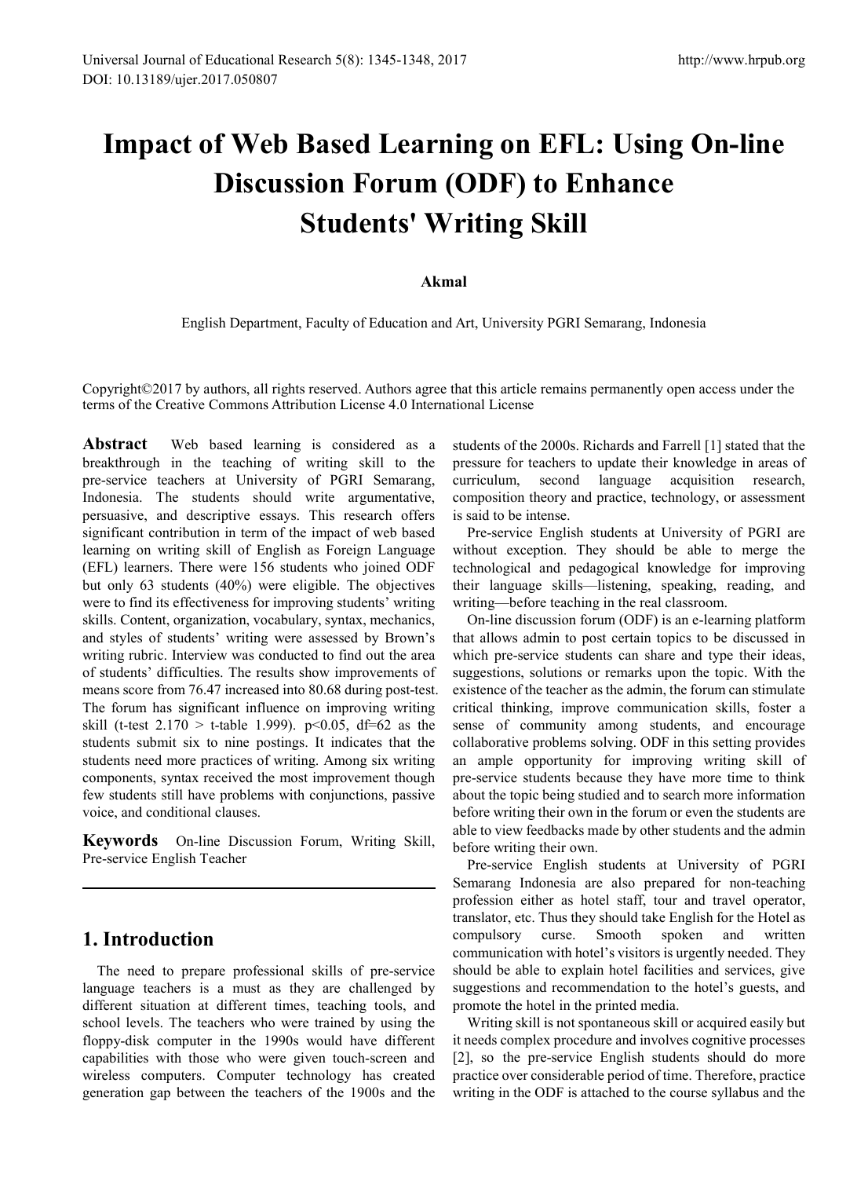# Impact of Web Based Learning on EFL: Using On-line Discussion Forum (ODF) to Enhance Students' Writing Skill

**Akmal**

English Department, Faculty of Education and Art, University PGRI Semarang, Indonesia

Copyright©2017 by authors, all rights reserved. Authors agree that this article remains permanently open access under the terms of the Creative Commons Attribution License 4.0 International License

**Abstract** Web based learning is considered as a breakthrough in the teaching of writing skill to the pre-service teachers at University of PGRI Semarang, Indonesia. The students should write argumentative, persuasive, and descriptive essays. This research offers significant contribution in term of the impact of web based learning on writing skill of English as Foreign Language (EFL) learners. There were 156 students who joined ODF but only 63 students (40%) were eligible. The objectives were to find its effectiveness for improving students' writing skills. Content, organization, vocabulary, syntax, mechanics, and styles of students' writing were assessed by Brown's writing rubric. Interview was conducted to find out the area of students' difficulties. The results show improvements of means score from 76.47 increased into 80.68 during post-test. The forum has significant influence on improving writing skill (t-test 2.170 > t-table 1.999). $p<0.05$, df=62 as the students submit six to nine postings. It indicates that the students need more practices of writing. Among six writing components, syntax received the most improvement though few students still have problems with conjunctions, passive voice, and conditional clauses.

**Keywords** On-line Discussion Forum, Writing Skill, Pre-service English Teacher

## 1. Introduction

The need to prepare professional skills of pre-service language teachers is a must as they are challenged by different situation at different times, teaching tools, and school levels. The teachers who were trained by using the floppy-disk computer in the 1990s would have different capabilities with those who were given touch-screen and wireless computers. Computer technology has created generation gap between the teachers of the 1900s and the students of the 2000s. Richards and Farrell [1] stated that the pressure for teachers to update their knowledge in areas of curriculum, second language acquisition research, composition theory and practice, technology, or assessment is said to be intense.

Pre-service English students at University of PGRI are without exception. They should be able to merge the technological and pedagogical knowledge for improving their language skills—listening, speaking, reading, and writing—before teaching in the real classroom.

On-line discussion forum (ODF) is an e-learning platform that allows admin to post certain topics to be discussed in which pre-service students can share and type their ideas, suggestions, solutions or remarks upon the topic. With the existence of the teacher as the admin, the forum can stimulate critical thinking, improve communication skills, foster a sense of community among students, and encourage collaborative problems solving. ODF in this setting provides an ample opportunity for improving writing skill of pre-service students because they have more time to think about the topic being studied and to search more information before writing their own in the forum or even the students are able to view feedbacks made by other students and the admin before writing their own.

Pre-service English students at University of PGRI Semarang Indonesia are also prepared for non-teaching profession either as hotel staff, tour and travel operator, translator, etc. Thus they should take English for the Hotel as compulsory curse. Smooth spoken and written communication with hotel's visitors is urgently needed. They should be able to explain hotel facilities and services, give suggestions and recommendation to the hotel's guests, and promote the hotel in the printed media.

Writing skill is not spontaneous skill or acquired easily but it needs complex procedure and involves cognitive processes [2], so the pre-service English students should do more practice over considerable period of time. Therefore, practice writing in the ODF is attached to the course syllabus and the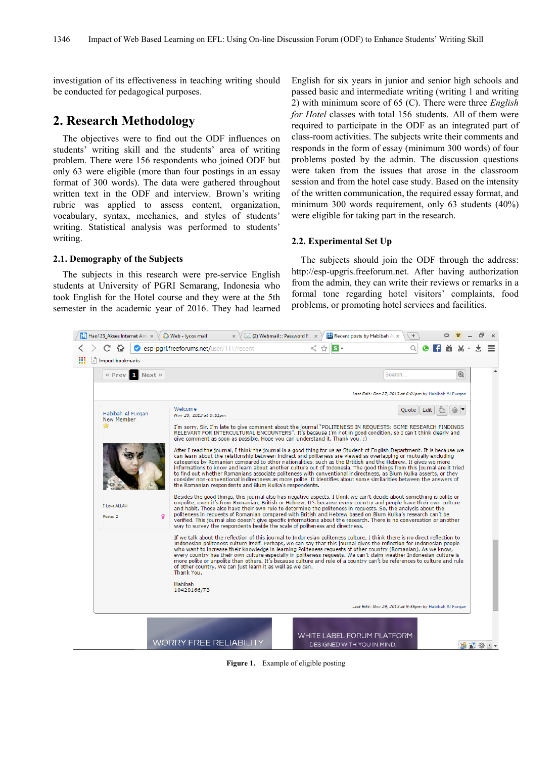investigation of its effectiveness in teaching writing should be conducted for pedagogical purposes.

## 2. Research Methodology

The objectives were to find out the ODF influences on students' writing skill and the students' area of writing problem. There were 156 respondents who joined ODF but only 63 were eligible (more than four postings in an essay format of 300 words). The data were gathered throughout written text in the ODF and interview. Brown's writing rubric was applied to assess content, organization, vocabulary, syntax, mechanics, and styles of students' writing. Statistical analysis was performed to students' writing.

### 2.1. Demography of the Subjects

The subjects in this research were pre-service English students at University of PGRI Semarang, Indonesia who took English for the Hotel course and they were at the 5th semester in the academic year of 2016. They had learned English for six years in junior and senior high schools and passed basic and intermediate writing (writing 1 and writing 2) with minimum score of 65 (C). There were three *English for Hotel* classes with total 156 students. All of them were required to participate in the ODF as an integrated part of class-room activities. The subjects write their comments and responds in the form of essay (minimum 300 words) of four problems posted by the admin. The discussion questions were taken from the issues that arose in the classroom session and from the hotel case study. Based on the intensity of the written communication, the required essay format, and minimum 300 words requirement, only 63 students (40%) were eligible for taking part in the research.

### 2.2. Experimental Set Up

The subjects should join the ODF through the address: http://esp-upgris.freeforum.net. After having authorization from the admin, they can write their reviews or remarks in a formal tone regarding hotel visitors' complaints, food problems, or promoting hotel services and facilities.

**Figure 1.** Example of eligible posting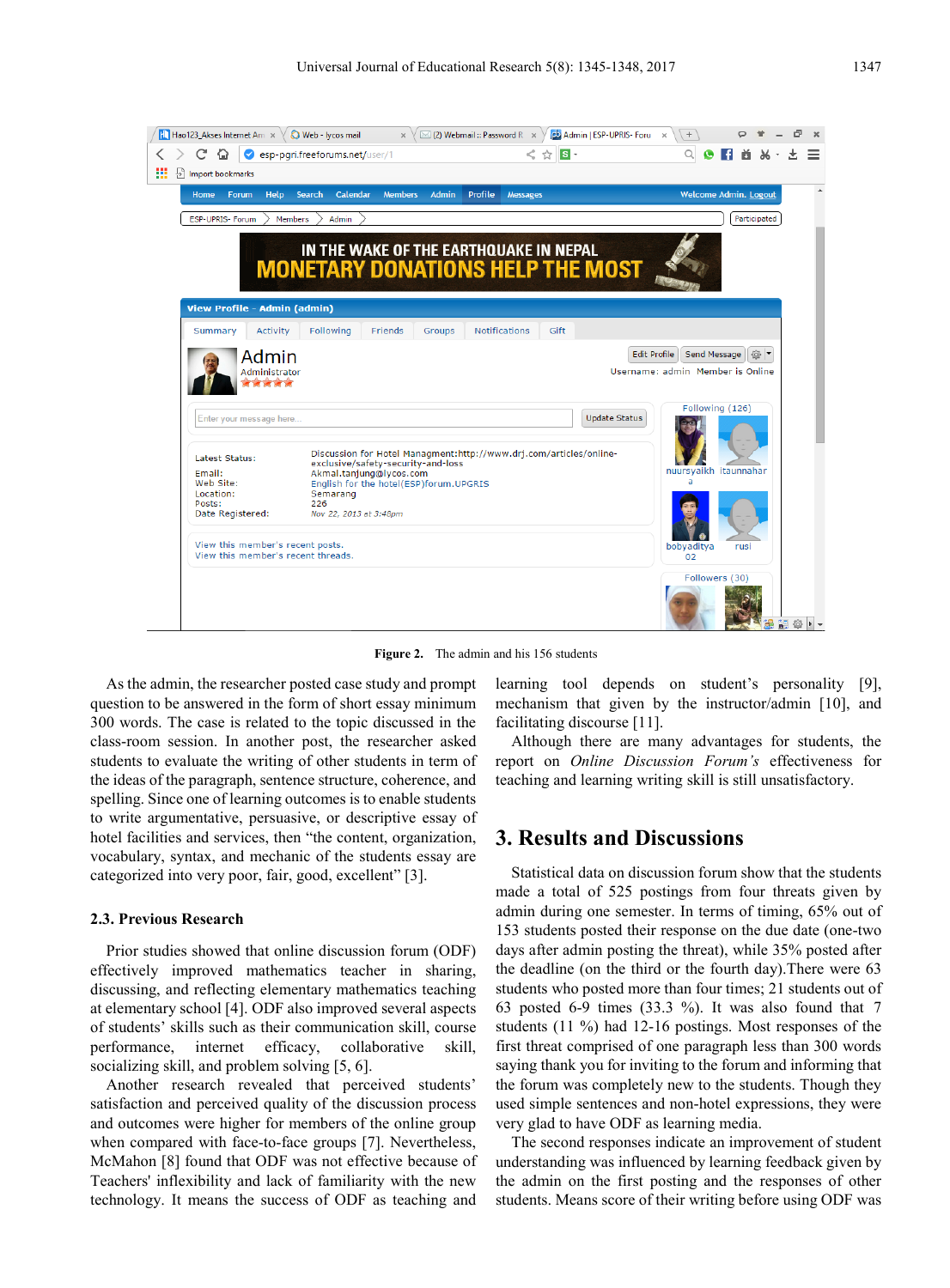**Figure 2.** The admin and his 156 students

As the admin, the researcher posted case study and prompt question to be answered in the form of short essay minimum 300 words. The case is related to the topic discussed in the class-room session. In another post, the researcher asked students to evaluate the writing of other students in term of the ideas of the paragraph, sentence structure, coherence, and spelling. Since one of learning outcomes is to enable students to write argumentative, persuasive, or descriptive essay of hotel facilities and services, then "the content, organization, vocabulary, syntax, and mechanic of the students essay are categorized into very poor, fair, good, excellent" [3].

### 2.3. Previous Research

Prior studies showed that online discussion forum (ODF) effectively improved mathematics teacher in sharing, discussing, and reflecting elementary mathematics teaching at elementary school [4]. ODF also improved several aspects of students' skills such as their communication skill, course performance, internet efficacy, collaborative skill, socializing skill, and problem solving [5, 6].

Another research revealed that perceived students' satisfaction and perceived quality of the discussion process and outcomes were higher for members of the online group when compared with face-to-face groups [7]. Nevertheless, McMahon [8] found that ODF was not effective because of Teachers' inflexibility and lack of familiarity with the new technology. It means the success of ODF as teaching and learning tool depends on student's personality [9], mechanism that given by the instructor/admin [10], and facilitating discourse [11].

Although there are many advantages for students, the report on *Online Discussion Forum's* effectiveness for teaching and learning writing skill is still unsatisfactory.

## 3. Results and Discussions

Statistical data on discussion forum show that the students made a total of 525 postings from four threats given by admin during one semester. In terms of timing, 65% out of 153 students posted their response on the due date (one-two days after admin posting the threat), while 35% posted after the deadline (on the third or the fourth day).There were 63 students who posted more than four times; 21 students out of 63 posted 6-9 times (33.3 %). It was also found that 7 students (11 %) had 12-16 postings. Most responses of the first threat comprised of one paragraph less than 300 words saying thank you for inviting to the forum and informing that the forum was completely new to the students. Though they used simple sentences and non-hotel expressions, they were very glad to have ODF as learning media.

The second responses indicate an improvement of student understanding was influenced by learning feedback given by the admin on the first posting and the responses of other students. Means score of their writing before using ODF was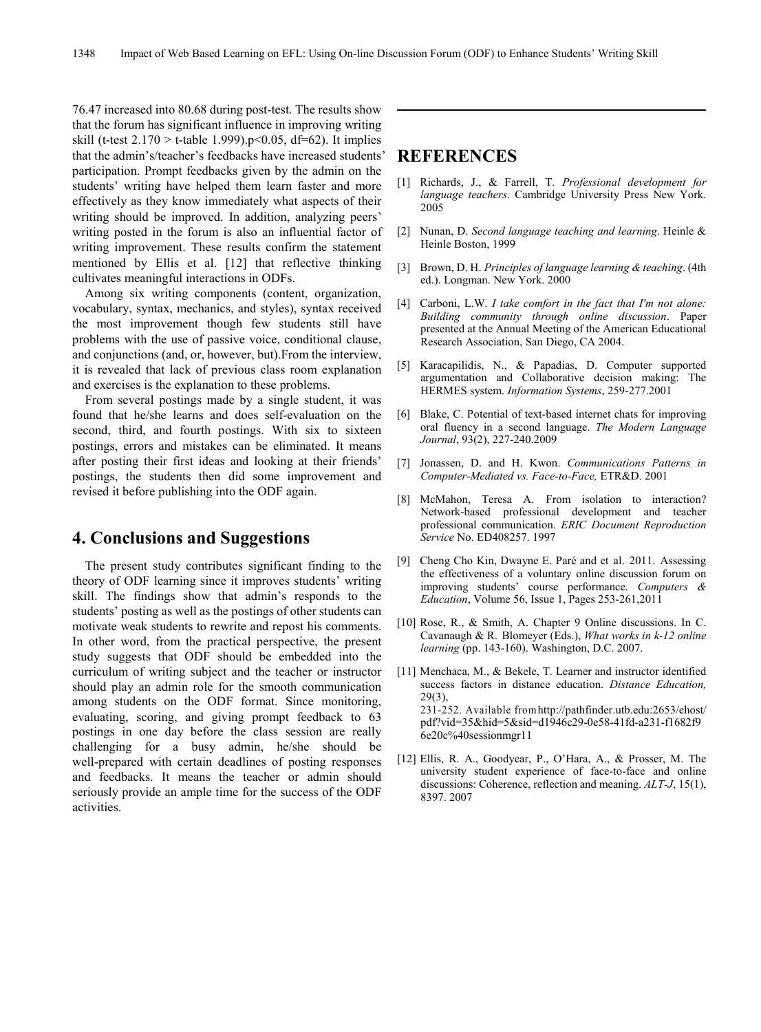76.47 increased into 80.68 during post-test. The results show that the forum has significant influence in improving writing skill (t-test 2.170 > t-table 1.999).$p<0.05$, df=62). It implies that the admin's/teacher's feedbacks have increased students' participation. Prompt feedbacks given by the admin on the students' writing have helped them learn faster and more effectively as they know immediately what aspects of their writing should be improved. In addition, analyzing peers' writing posted in the forum is also an influential factor of writing improvement. These results confirm the statement mentioned by Ellis et al. [12] that reflective thinking cultivates meaningful interactions in ODFs.

Among six writing components (content, organization, vocabulary, syntax, mechanics, and styles), syntax received the most improvement though few students still have problems with the use of passive voice, conditional clause, and conjunctions (and, or, however, but).From the interview, it is revealed that lack of previous class room explanation and exercises is the explanation to these problems.

From several postings made by a single student, it was found that he/she learns and does self-evaluation on the second, third, and fourth postings. With six to sixteen postings, errors and mistakes can be eliminated. It means after posting their first ideas and looking at their friends' postings, the students then did some improvement and revised it before publishing into the ODF again.

## 4. Conclusions and Suggestions

The present study contributes significant finding to the theory of ODF learning since it improves students' writing skill. The findings show that admin's responds to the students' posting as well as the postings of other students can motivate weak students to rewrite and repost his comments. In other word, from the practical perspective, the present study suggests that ODF should be embedded into the curriculum of writing subject and the teacher or instructor should play an admin role for the smooth communication among students on the ODF format. Since monitoring, evaluating, scoring, and giving prompt feedback to 63 postings in one day before the class session are really challenging for a busy admin, he/she should be well-prepared with certain deadlines of posting responses and feedbacks. It means the teacher or admin should seriously provide an ample time for the success of the ODF activities.

## REFERENCES

[1] Richards, J., & Farrell, T. *Professional development for language teachers*. Cambridge University Press New York. 2005

[2] Nunan, D. *Second language teaching and learning*. Heinle & Heinle Boston, 1999

[3] Brown, D. H. *Principles of language learning & teaching*. (4th ed.). Longman. New York. 2000

[4] Carboni, L.W. *I take comfort in the fact that I'm not alone: Building community through online discussion*. Paper presented at the Annual Meeting of the American Educational Research Association, San Diego, CA 2004.

[5] Karacapilidis, N., & Papadias, D. Computer supported argumentation and Collaborative decision making: The HERMES system. *Information Systems*, 259-277.2001

[6] Blake, C. Potential of text-based internet chats for improving oral fluency in a second language. *The Modern Language Journal*, 93(2), 227-240.2009

[7] Jonassen, D. and H. Kwon. *Communications Patterns in Computer-Mediated vs. Face-to-Face,* ETR&D. 2001

[8] McMahon, Teresa A. From isolation to interaction? Network-based professional development and teacher professional communication. *ERIC Document Reproduction Service* No. ED408257. 1997

[9] Cheng Cho Kin, Dwayne E. Paré and et al. 2011. Assessing the effectiveness of a voluntary online discussion forum on improving students' course performance. *Computers & Education*, Volume 56, Issue 1, Pages 253-261,2011

[10] Rose, R., & Smith, A. Chapter 9 Online discussions. In C. Cavanaugh & R. Blomeyer (Eds.), *What works in k-12 online learning* (pp. 143-160). Washington, D.C. 2007.

[11] Menchaca, M., & Bekele, T. Learner and instructor identified success factors in distance education. *Distance Education,* 29(3), 231-252. Available from http://pathfinder.utb.edu:2653/ehost/pdf?vid=35&hid=5&sid=d1946c29-0e58-41fd-a231-f1682f96e20c%40sessionmgr11

[12] Ellis, R. A., Goodyear, P., O'Hara, A., & Prosser, M. The university student experience of face-to-face and online discussions: Coherence, reflection and meaning. *ALT-J*, 15(1), 8397. 2007